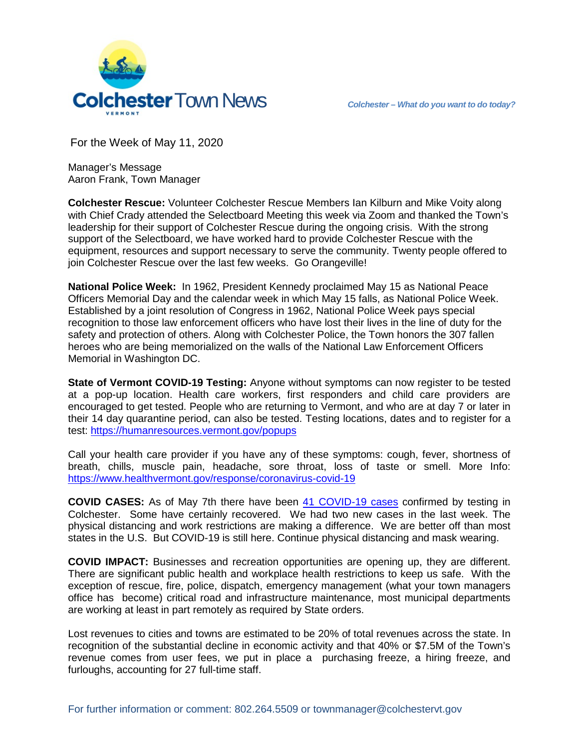# Colchester Town News

*Colchester – What do you want to do today?*

For the Week of May 11, 2020

Manager's Message
Aaron Frank, Town Manager

**Colchester Rescue:** Volunteer Colchester Rescue Members Ian Kilburn and Mike Voity along with Chief Crady attended the Selectboard Meeting this week via Zoom and thanked the Town's leadership for their support of Colchester Rescue during the ongoing crisis. With the strong support of the Selectboard, we have worked hard to provide Colchester Rescue with the equipment, resources and support necessary to serve the community. Twenty people offered to join Colchester Rescue over the last few weeks. Go Orangeville!

**National Police Week:** In 1962, President Kennedy proclaimed May 15 as National Peace Officers Memorial Day and the calendar week in which May 15 falls, as National Police Week. Established by a joint resolution of Congress in 1962, National Police Week pays special recognition to those law enforcement officers who have lost their lives in the line of duty for the safety and protection of others. Along with Colchester Police, the Town honors the 307 fallen heroes who are being memorialized on the walls of the National Law Enforcement Officers Memorial in Washington DC.

**State of Vermont COVID-19 Testing:** Anyone without symptoms can now register to be tested at a pop-up location. Health care workers, first responders and child care providers are encouraged to get tested. People who are returning to Vermont, and who are at day 7 or later in their 14 day quarantine period, can also be tested. Testing locations, dates and to register for a test: https://humanresources.vermont.gov/popups

Call your health care provider if you have any of these symptoms: cough, fever, shortness of breath, chills, muscle pain, headache, sore throat, loss of taste or smell. More Info: https://www.healthvermont.gov/response/coronavirus-covid-19

**COVID CASES:** As of May 7th there have been 41 COVID-19 cases confirmed by testing in Colchester. Some have certainly recovered. We had two new cases in the last week. The physical distancing and work restrictions are making a difference. We are better off than most states in the U.S. But COVID-19 is still here. Continue physical distancing and mask wearing.

**COVID IMPACT:** Businesses and recreation opportunities are opening up, they are different. There are significant public health and workplace health restrictions to keep us safe. With the exception of rescue, fire, police, dispatch, emergency management (what your town managers office has become) critical road and infrastructure maintenance, most municipal departments are working at least in part remotely as required by State orders.

Lost revenues to cities and towns are estimated to be 20% of total revenues across the state. In recognition of the substantial decline in economic activity and that 40% or $7.5M of the Town's revenue comes from user fees, we put in place a purchasing freeze, a hiring freeze, and furloughs, accounting for 27 full-time staff.

For further information or comment: 802.264.5509 or townmanager@colchestervt.gov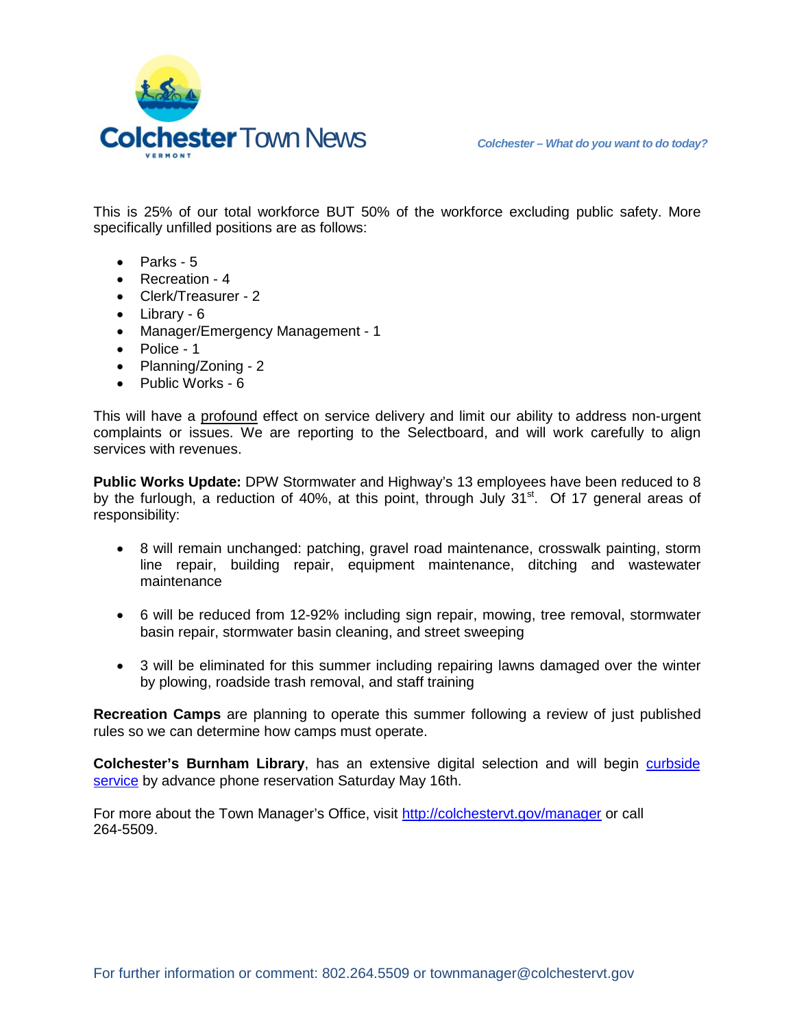This is 25% of our total workforce BUT 50% of the workforce excluding public safety. More specifically unfilled positions are as follows:

- Parks - 5
- Recreation - 4
- Clerk/Treasurer - 2
- Library - 6
- Manager/Emergency Management - 1
- Police - 1
- Planning/Zoning - 2
- Public Works - 6

This will have a profound effect on service delivery and limit our ability to address non-urgent complaints or issues. We are reporting to the Selectboard, and will work carefully to align services with revenues.

**Public Works Update:** DPW Stormwater and Highway's 13 employees have been reduced to 8 by the furlough, a reduction of 40%, at this point, through July 31st. Of 17 general areas of responsibility:

- 8 will remain unchanged: patching, gravel road maintenance, crosswalk painting, storm line repair, building repair, equipment maintenance, ditching and wastewater maintenance

- 6 will be reduced from 12-92% including sign repair, mowing, tree removal, stormwater basin repair, stormwater basin cleaning, and street sweeping

- 3 will be eliminated for this summer including repairing lawns damaged over the winter by plowing, roadside trash removal, and staff training

**Recreation Camps** are planning to operate this summer following a review of just published rules so we can determine how camps must operate.

**Colchester's Burnham Library**, has an extensive digital selection and will begin [curbside service]() by advance phone reservation Saturday May 16th.

For more about the Town Manager's Office, visit [http://colchestervt.gov/manager](http://colchestervt.gov/manager) or call 264-5509.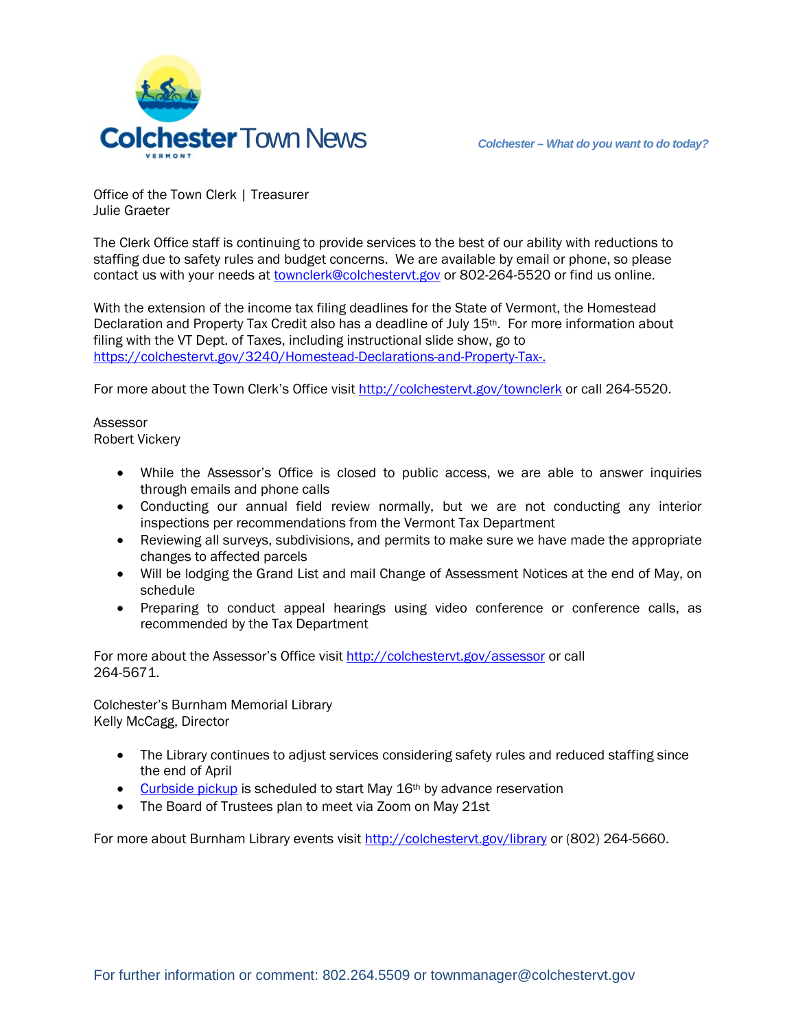Office of the Town Clerk | Treasurer
Julie Graeter

The Clerk Office staff is continuing to provide services to the best of our ability with reductions to staffing due to safety rules and budget concerns. We are available by email or phone, so please contact us with your needs at townclerk@colchestervt.gov or 802-264-5520 or find us online.

With the extension of the income tax filing deadlines for the State of Vermont, the Homestead Declaration and Property Tax Credit also has a deadline of July 15th. For more information about filing with the VT Dept. of Taxes, including instructional slide show, go to https://colchestervt.gov/3240/Homestead-Declarations-and-Property-Tax-.

For more about the Town Clerk's Office visit http://colchestervt.gov/townclerk or call 264-5520.

Assessor
Robert Vickery

- While the Assessor's Office is closed to public access, we are able to answer inquiries through emails and phone calls
- Conducting our annual field review normally, but we are not conducting any interior inspections per recommendations from the Vermont Tax Department
- Reviewing all surveys, subdivisions, and permits to make sure we have made the appropriate changes to affected parcels
- Will be lodging the Grand List and mail Change of Assessment Notices at the end of May, on schedule
- Preparing to conduct appeal hearings using video conference or conference calls, as recommended by the Tax Department

For more about the Assessor's Office visit http://colchestervt.gov/assessor or call 264-5671.

Colchester's Burnham Memorial Library
Kelly McCagg, Director

- The Library continues to adjust services considering safety rules and reduced staffing since the end of April
- Curbside pickup is scheduled to start May 16th by advance reservation
- The Board of Trustees plan to meet via Zoom on May 21st

For more about Burnham Library events visit http://colchestervt.gov/library or (802) 264-5660.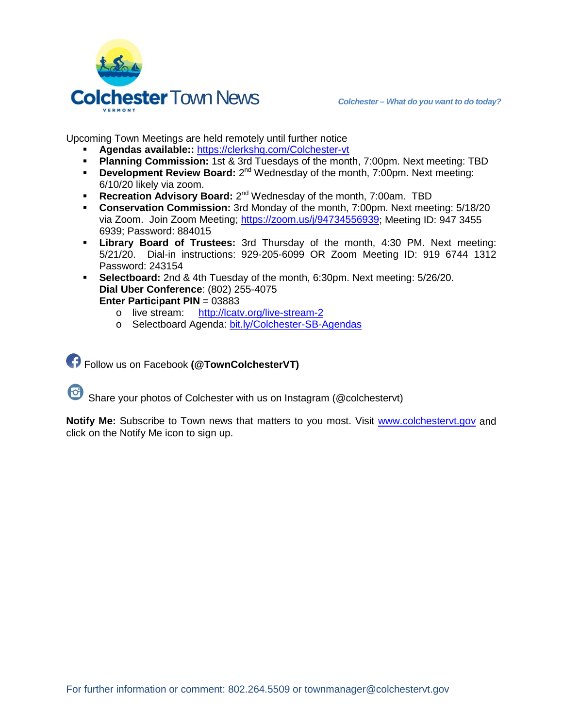Colchester Town News

VERMONT

*Colchester – What do you want to do today?*

Upcoming Town Meetings are held remotely until further notice

- **Agendas available::** https://clerkshq.com/Colchester-vt
- **Planning Commission:** 1st & 3rd Tuesdays of the month, 7:00pm. Next meeting: TBD
- **Development Review Board:** 2nd Wednesday of the month, 7:00pm. Next meeting: 6/10/20 likely via zoom.
- **Recreation Advisory Board:** 2nd Wednesday of the month, 7:00am. TBD
- **Conservation Commission:** 3rd Monday of the month, 7:00pm. Next meeting: 5/18/20 via Zoom. Join Zoom Meeting; https://zoom.us/j/94734556939; Meeting ID: 947 3455 6939; Password: 884015
- **Library Board of Trustees:** 3rd Thursday of the month, 4:30 PM. Next meeting: 5/21/20. Dial-in instructions: 929-205-6099 OR Zoom Meeting ID: 919 6744 1312 Password: 243154
- **Selectboard:** 2nd & 4th Tuesday of the month, 6:30pm. Next meeting: 5/26/20.
  **Dial Uber Conference**: (802) 255-4075
  **Enter Participant PIN** = 03883
  - live stream: http://lcatv.org/live-stream-2
  - Selectboard Agenda: bit.ly/Colchester-SB-Agendas

Follow us on Facebook **(@TownColchesterVT)**

Share your photos of Colchester with us on Instagram (@colchestervt)

**Notify Me:** Subscribe to Town news that matters to you most. Visit www.colchestervt.gov and click on the Notify Me icon to sign up.

For further information or comment: 802.264.5509 or townmanager@colchestervt.gov